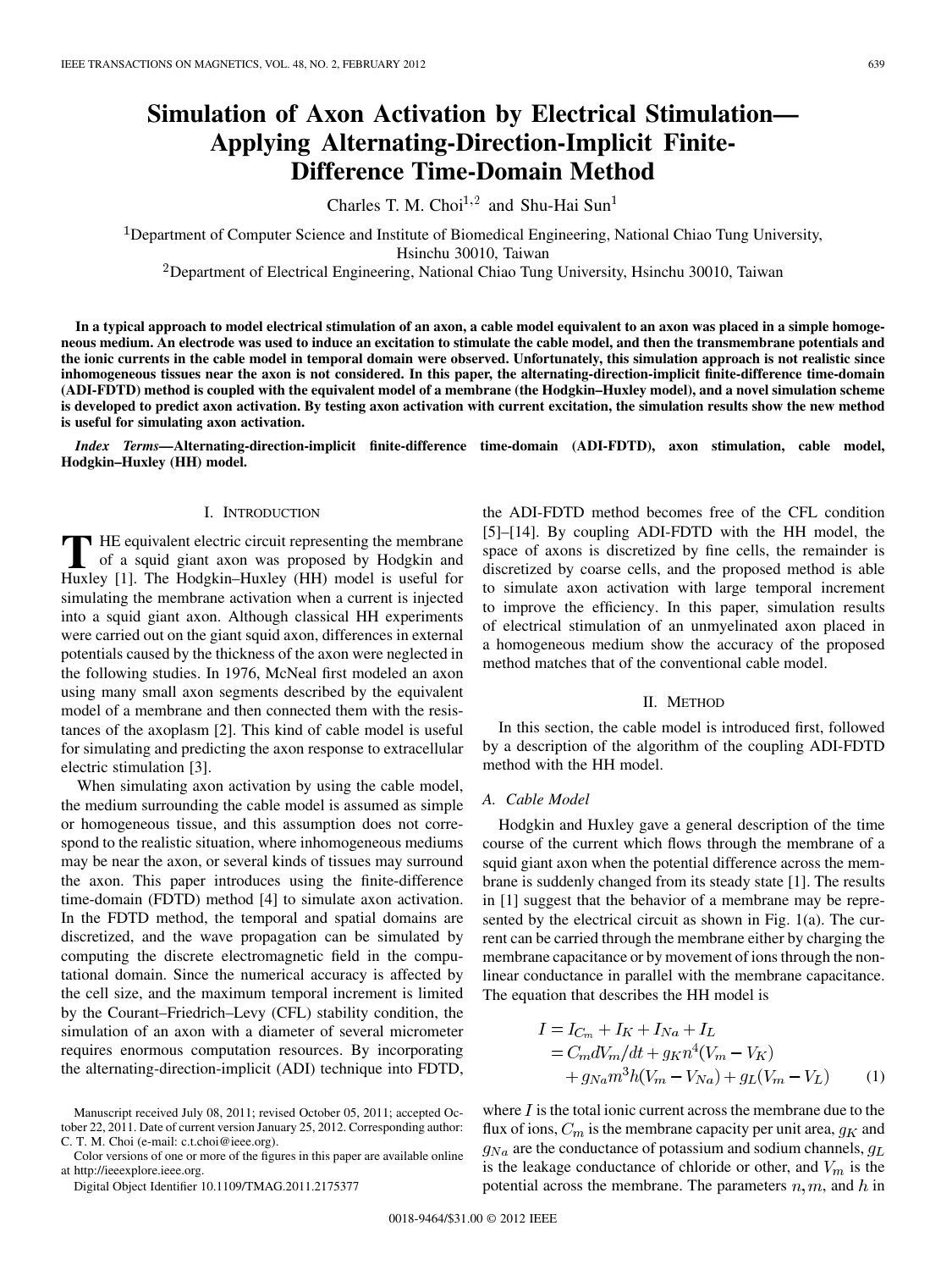# Simulation of Axon Activation by Electrical Stimulation—Applying Alternating-Direction-Implicit Finite-Difference Time-Domain Method

Charles T. M. Choi[1,2] and Shu-Hai Sun[1]

[1]Department of Computer Science and Institute of Biomedical Engineering, National Chiao Tung University, Hsinchu 30010, Taiwan

[2]Department of Electrical Engineering, National Chiao Tung University, Hsinchu 30010, Taiwan

**In a typical approach to model electrical stimulation of an axon, a cable model equivalent to an axon was placed in a simple homogeneous medium. An electrode was used to induce an excitation to stimulate the cable model, and then the transmembrane potentials and the ionic currents in the cable model in temporal domain were observed. Unfortunately, this simulation approach is not realistic since inhomogeneous tissues near the axon is not considered. In this paper, the alternating-direction-implicit finite-difference time-domain (ADI-FDTD) method is coupled with the equivalent model of a membrane (the Hodgkin–Huxley model), and a novel simulation scheme is developed to predict axon activation. By testing axon activation with current excitation, the simulation results show the new method is useful for simulating axon activation.**

***Index Terms*—Alternating-direction-implicit finite-difference time-domain (ADI-FDTD), axon stimulation, cable model, Hodgkin–Huxley (HH) model.**

## I. Introduction

The equivalent electric circuit representing the membrane of a squid giant axon was proposed by Hodgkin and Huxley [1]. The Hodgkin–Huxley (HH) model is useful for simulating the membrane activation when a current is injected into a squid giant axon. Although classical HH experiments were carried out on the giant squid axon, differences in external potentials caused by the thickness of the axon were neglected in the following studies. In 1976, McNeal first modeled an axon using many small axon segments described by the equivalent model of a membrane and then connected them with the resistances of the axoplasm [2]. This kind of cable model is useful for simulating and predicting the axon response to extracellular electric stimulation [3].

When simulating axon activation by using the cable model, the medium surrounding the cable model is assumed as simple or homogeneous tissue, and this assumption does not correspond to the realistic situation, where inhomogeneous mediums may be near the axon, or several kinds of tissues may surround the axon. This paper introduces using the finite-difference time-domain (FDTD) method [4] to simulate axon activation. In the FDTD method, the temporal and spatial domains are discretized, and the wave propagation can be simulated by computing the discrete electromagnetic field in the computational domain. Since the numerical accuracy is affected by the cell size, and the maximum temporal increment is limited by the Courant–Friedrich–Levy (CFL) stability condition, the simulation of an axon with a diameter of several micrometer requires enormous computation resources. By incorporating the alternating-direction-implicit (ADI) technique into FDTD, the ADI-FDTD method becomes free of the CFL condition [5]–[14]. By coupling ADI-FDTD with the HH model, the space of axons is discretized by fine cells, the remainder is discretized by coarse cells, and the proposed method is able to simulate axon activation with large temporal increment to improve the efficiency. In this paper, simulation results of electrical stimulation of an unmyelinated axon placed in a homogeneous medium show the accuracy of the proposed method matches that of the conventional cable model.

## II. Method

In this section, the cable model is introduced first, followed by a description of the algorithm of the coupling ADI-FDTD method with the HH model.

### A. Cable Model

Hodgkin and Huxley gave a general description of the time course of the current which flows through the membrane of a squid giant axon when the potential difference across the membrane is suddenly changed from its steady state [1]. The results in [1] suggest that the behavior of a membrane may be represented by the electrical circuit as shown in Fig. 1(a). The current can be carried through the membrane either by charging the membrane capacitance or by movement of ions through the nonlinear conductance in parallel with the membrane capacitance. The equation that describes the HH model is

$$
\begin{aligned}
I &= I_{C_m} + I_K + I_{Na} + I_L \\
&= C_m dV_m/dt + g_K n^4 (V_m - V_K) \\
&\quad + g_{Na} m^3 h (V_m - V_{Na}) + g_L (V_m - V_L)
\end{aligned} \tag{1}
$$

where $I$ is the total ionic current across the membrane due to the flux of ions, $C_m$ is the membrane capacity per unit area, $g_K$ and $g_{Na}$ are the conductance of potassium and sodium channels, $g_L$ is the leakage conductance of chloride or other, and $V_m$ is the potential across the membrane. The parameters $n, m,$ and $h$ in

Manuscript received July 08, 2011; revised October 05, 2011; accepted October 22, 2011. Date of current version January 25, 2012. Corresponding author: C. T. M. Choi (e-mail: c.t.choi@ieee.org).

Color versions of one or more of the figures in this paper are available online at http://ieeexplore.ieee.org.

Digital Object Identifier 10.1109/TMAG.2011.2175377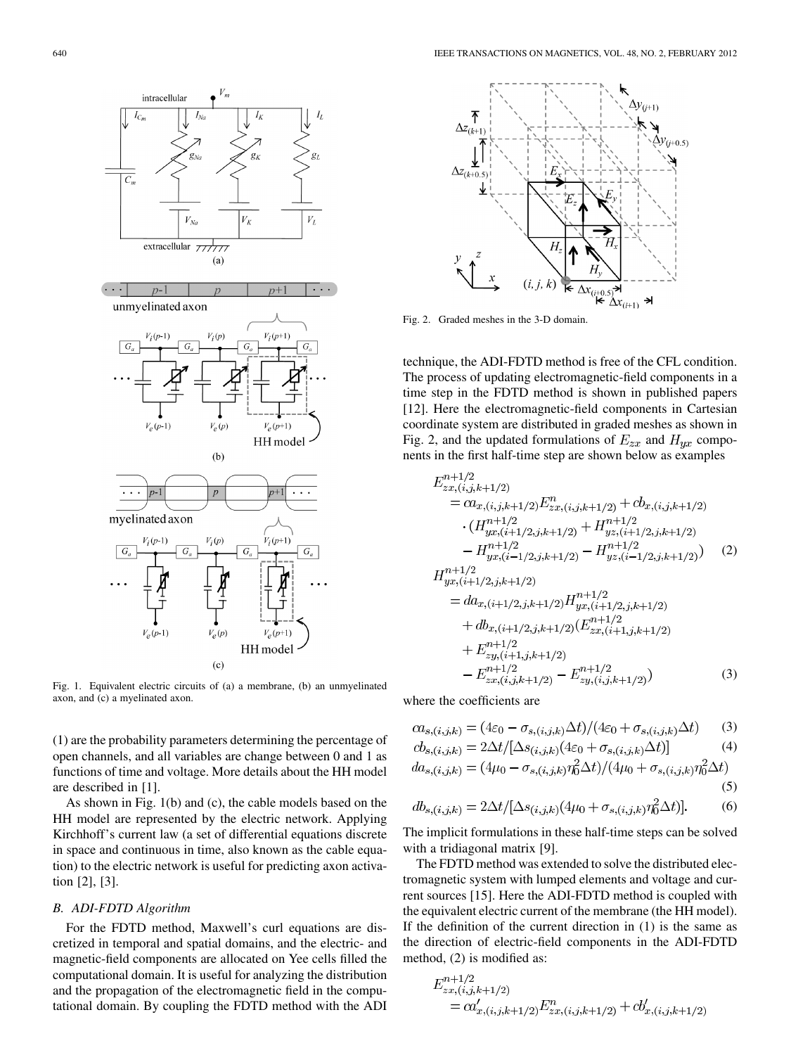Fig. 1. Equivalent electric circuits of (a) a membrane, (b) an unmyelinated axon, and (c) a myelinated axon.

(1) are the probability parameters determining the percentage of open channels, and all variables are change between 0 and 1 as functions of time and voltage. More details about the HH model are described in [1].

As shown in Fig. 1(b) and (c), the cable models based on the HH model are represented by the electric network. Applying Kirchhoff's current law (a set of differential equations discrete in space and continuous in time, also known as the cable equation) to the electric network is useful for predicting axon activation [2], [3].

### B. ADI-FDTD Algorithm

For the FDTD method, Maxwell's curl equations are discretized in temporal and spatial domains, and the electric- and magnetic-field components are allocated on Yee cells filled the computational domain. It is useful for analyzing the distribution and the propagation of the electromagnetic field in the computational domain. By coupling the FDTD method with the ADI technique, the ADI-FDTD method is free of the CFL condition. The process of updating electromagnetic-field components in a time step in the FDTD method is shown in published papers [12]. Here the electromagnetic-field components in Cartesian coordinate system are distributed in graded meshes as shown in Fig. 2, and the updated formulations of $E_{zx}$ and $H_{yx}$ components in the first half-time step are shown below as examples

Fig. 2. Graded meshes in the 3-D domain.

$$
\begin{aligned}
E^{n+1/2}_{zx,(i,j,k+1/2)} &= ca_{x,(i,j,k+1/2)}E^{n}_{zx,(i,j,k+1/2)} + cb_{x,(i,j,k+1/2)} \\
&\quad \cdot (H^{n+1/2}_{yx,(i+1/2,j,k+1/2)} + H^{n+1/2}_{yz,(i+1/2,j,k+1/2)} \\
&\quad - H^{n+1/2}_{yx,(i-1/2,j,k+1/2)} - H^{n+1/2}_{yz,(i-1/2,j,k+1/2)}) \qquad (2)
\end{aligned}
$$

$$
\begin{aligned}
H^{n+1/2}_{yx,(i+1/2,j,k+1/2)} &= da_{x,(i+1/2,j,k+1/2)}H^{n+1/2}_{yx,(i+1/2,j,k+1/2)} \\
&\quad + db_{x,(i+1/2,j,k+1/2)}(E^{n+1/2}_{zx,(i+1,j,k+1/2)} \\
&\quad + E^{n+1/2}_{zy,(i+1,j,k+1/2)} \\
&\quad - E^{n+1/2}_{zx,(i,j,k+1/2)} - E^{n+1/2}_{zy,(i,j,k+1/2)}) \qquad (3)
\end{aligned}
$$

where the coefficients are

$$ca_{s,(i,j,k)} = (4\varepsilon_0 - \sigma_{s,(i,j,k)}\Delta t)/(4\varepsilon_0 + \sigma_{s,(i,j,k)}\Delta t) \qquad (3)$$

$$cb_{s,(i,j,k)} = 2\Delta t/[\Delta s_{(i,j,k)}(4\varepsilon_0 + \sigma_{s,(i,j,k)}\Delta t)] \qquad (4)$$

$$da_{s,(i,j,k)} = (4\mu_0 - \sigma_{s,(i,j,k)}\eta_0^2\Delta t)/(4\mu_0 + \sigma_{s,(i,j,k)}\eta_0^2\Delta t) \qquad (5)$$

$$db_{s,(i,j,k)} = 2\Delta t/[\Delta s_{(i,j,k)}(4\mu_0 + \sigma_{s,(i,j,k)}\eta_0^2\Delta t)]. \qquad (6)$$

The implicit formulations in these half-time steps can be solved with a tridiagonal matrix [9].

The FDTD method was extended to solve the distributed electromagnetic system with lumped elements and voltage and current sources [15]. Here the ADI-FDTD method is coupled with the equivalent electric current of the membrane (the HH model). If the definition of the current direction in (1) is the same as the direction of electric-field components in the ADI-FDTD method, (2) is modified as:

$$
\begin{aligned}
E^{n+1/2}_{zx,(i,j,k+1/2)} &= ca'_{x,(i,j,k+1/2)}E^{n}_{zx,(i,j,k+1/2)} + cb'_{x,(i,j,k+1/2)}
\end{aligned}
$$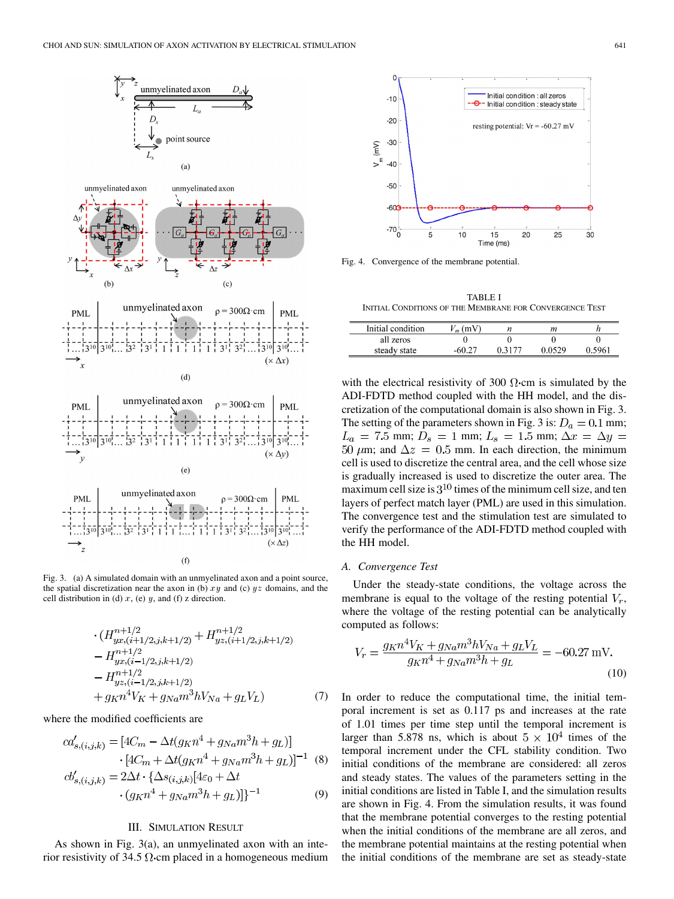Fig. 3. (a) A simulated domain with an unmyelinated axon and a point source, the spatial discretization near the axon in (b) $xy$ and (c) $yz$ domains, and the cell distribution in (d) $x$, (e) $y$, and (f) z direction.

$$
\begin{aligned}
&\cdot (H^{n+1/2}_{yx,(i+1/2,j,k+1/2)} + H^{n+1/2}_{yz,(i+1/2,j,k+1/2)} \\
&- H^{n+1/2}_{yx,(i-1/2,j,k+1/2)} \\
&- H^{n+1/2}_{yz,(i-1/2,j,k+1/2)} \\
&+ g_K n^4 V_K + g_{Na} m^3 h V_{Na} + g_L V_L) \qquad (7)
\end{aligned}
$$

where the modified coefficients are

$$
\begin{aligned}
ca'_{s,(i,j,k)} &= [4C_m - \Delta t(g_K n^4 + g_{Na} m^3 h + g_L)] \\
&\quad \cdot [4C_m + \Delta t(g_K n^4 + g_{Na} m^3 h + g_L)]^{-1} \qquad (8) \\
cb'_{s,(i,j,k)} &= 2\Delta t \cdot \{\Delta s_{(i,j,k)} [4\varepsilon_0 + \Delta t \\
&\quad \cdot (g_K n^4 + g_{Na} m^3 h + g_L)]\}^{-1} \qquad (9)
\end{aligned}
$$

## III. Simulation Result

As shown in Fig. 3(a), an unmyelinated axon with an interior resistivity of 34.5 Ω·cm placed in a homogeneous medium with the electrical resistivity of 300 Ω·cm is simulated by the ADI-FDTD method coupled with the HH model, and the discretization of the computational domain is also shown in Fig. 3. The setting of the parameters shown in Fig. 3 is: $D_a = 0.1$ mm; $L_a = 7.5$ mm; $D_s = 1$ mm; $L_s = 1.5$ mm; $\Delta x = \Delta y = 50\ \mu$m; and $\Delta z = 0.5$ mm. In each direction, the minimum cell is used to discretize the central area, and the cell whose size is gradually increased is used to discretize the outer area. The maximum cell size is $3^{10}$ times of the minimum cell size, and ten layers of perfect match layer (PML) are used in this simulation. The convergence test and the stimulation test are simulated to verify the performance of the ADI-FDTD method coupled with the HH model.

Fig. 4. Convergence of the membrane potential.

TABLE I
Initial Conditions of the Membrane for Convergence Test

| Initial condition | $V_m$ (mV) | $n$ | $m$ | $h$ |
|---|---|---|---|---|
| all zeros | 0 | 0 | 0 | 0 |
| steady state | -60.27 | 0.3177 | 0.0529 | 0.5961 |

### A. Convergence Test

Under the steady-state conditions, the voltage across the membrane is equal to the voltage of the resting potential $V_r$, where the voltage of the resting potential can be analytically computed as follows:

$$
V_r = \frac{g_K n^4 V_K + g_{Na} m^3 h V_{Na} + g_L V_L}{g_K n^4 + g_{Na} m^3 h + g_L} = -60.27\ \text{mV}. \qquad (10)
$$

In order to reduce the computational time, the initial temporal increment is set as 0.117 ps and increases at the rate of 1.01 times per time step until the temporal increment is larger than 5.878 ns, which is about $5 \times 10^4$ times of the temporal increment under the CFL stability condition. Two initial conditions of the membrane are considered: all zeros and steady states. The values of the parameters setting in the initial conditions are listed in Table I, and the simulation results are shown in Fig. 4. From the simulation results, it was found that the membrane potential converges to the resting potential when the initial conditions of the membrane are all zeros, and the membrane potential maintains at the resting potential when the initial conditions of the membrane are set as steady-state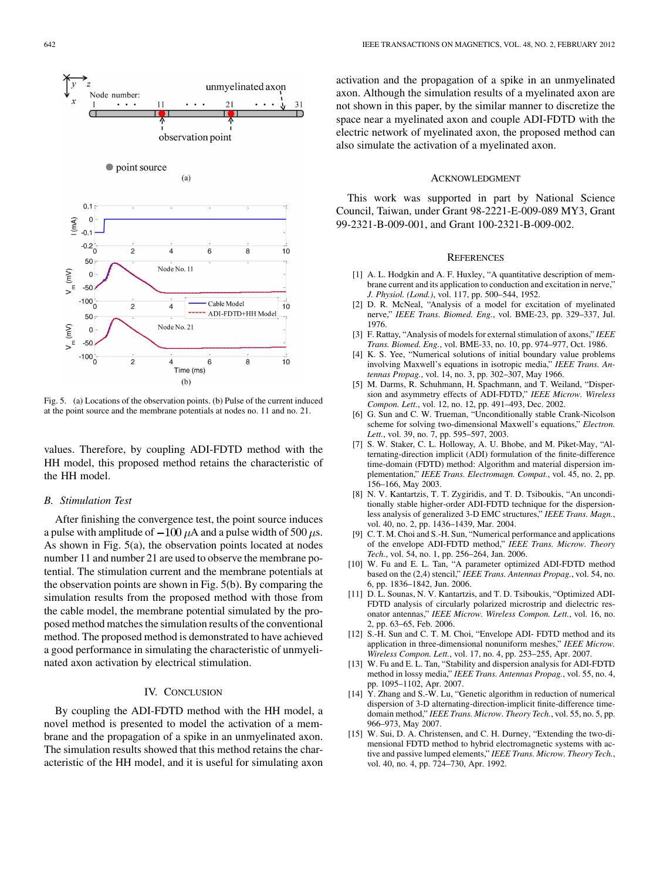y z
x
Node number:
1 • • • 11 • • • 21 • • • 31
unmyelinated axon
observation point
point source
(a)

I (mA)
0.1
0
-0.1
-0.2
0 2 4 6 8 10

$V_m$ (mV)
50
0
-50
-100
0 2 4 10
Node No. 11
Cable Model
ADI-FDTD+HH Model

$V_m$ (mV)
50
0
-50
-100
0 2 4 6 8 10
Node No. 21
Time (ms)
(b)

Fig. 5. (a) Locations of the observation points. (b) Pulse of the current induced at the point source and the membrane potentials at nodes no. 11 and no. 21.

values. Therefore, by coupling ADI-FDTD method with the HH model, this proposed method retains the characteristic of the HH model.

### *B. Stimulation Test*

After finishing the convergence test, the point source induces a pulse with amplitude of $-100\ \mu$A and a pulse width of $500\ \mu$s. As shown in Fig. 5(a), the observation points located at nodes number 11 and number 21 are used to observe the membrane potential. The stimulation current and the membrane potentials at the observation points are shown in Fig. 5(b). By comparing the simulation results from the proposed method with those from the cable model, the membrane potential simulated by the proposed method matches the simulation results of the conventional method. The proposed method is demonstrated to have achieved a good performance in simulating the characteristic of unmyelinated axon activation by electrical stimulation.

## IV. Conclusion

By coupling the ADI-FDTD method with the HH model, a novel method is presented to model the activation of a membrane and the propagation of a spike in an unmyelinated axon. The simulation results showed that this method retains the characteristic of the HH model, and it is useful for simulating axon activation and the propagation of a spike in an unmyelinated axon. Although the simulation results of a myelinated axon are not shown in this paper, by the similar manner to discretize the space near a myelinated axon and couple ADI-FDTD with the electric network of myelinated axon, the proposed method can also simulate the activation of a myelinated axon.

## Acknowledgment

This work was supported in part by National Science Council, Taiwan, under Grant 98-2221-E-009-089 MY3, Grant 99-2321-B-009-001, and Grant 100-2321-B-009-002.

## References

[1] A. L. Hodgkin and A. F. Huxley, "A quantitative description of membrane current and its application to conduction and excitation in nerve," *J. Physiol. (Lond.)*, vol. 117, pp. 500–544, 1952.

[2] D. R. McNeal, "Analysis of a model for excitation of myelinated nerve," *IEEE Trans. Biomed. Eng.*, vol. BME-23, pp. 329–337, Jul. 1976.

[3] F. Rattay, "Analysis of models for external stimulation of axons," *IEEE Trans. Biomed. Eng.*, vol. BME-33, no. 10, pp. 974–977, Oct. 1986.

[4] K. S. Yee, "Numerical solutions of initial boundary value problems involving Maxwell's equations in isotropic media," *IEEE Trans. Antennas Propag.*, vol. 14, no. 3, pp. 302–307, May 1966.

[5] M. Darms, R. Schuhmann, H. Spachmann, and T. Weiland, "Dispersion and asymmetry effects of ADI-FDTD," *IEEE Microw. Wireless Compon. Lett.*, vol. 12, no. 12, pp. 491–493, Dec. 2002.

[6] G. Sun and C. W. Trueman, "Unconditionally stable Crank-Nicolson scheme for solving two-dimensional Maxwell's equations," *Electron. Lett.*, vol. 39, no. 7, pp. 595–597, 2003.

[7] S. W. Staker, C. L. Holloway, A. U. Bhobe, and M. Piket-May, "Alternating-direction implicit (ADI) formulation of the finite-difference time-domain (FDTD) method: Algorithm and material dispersion implementation," *IEEE Trans. Electromagn. Compat.*, vol. 45, no. 2, pp. 156–166, May 2003.

[8] N. V. Kantartzis, T. T. Zygiridis, and T. D. Tsiboukis, "An unconditionally stable higher-order ADI-FDTD technique for the dispersionless analysis of generalized 3-D EMC structures," *IEEE Trans. Magn.*, vol. 40, no. 2, pp. 1436–1439, Mar. 2004.

[9] C. T. M. Choi and S.-H. Sun, "Numerical performance and applications of the envelope ADI-FDTD method," *IEEE Trans. Microw. Theory Tech.*, vol. 54, no. 1, pp. 256–264, Jan. 2006.

[10] W. Fu and E. L. Tan, "A parameter optimized ADI-FDTD method based on the (2,4) stencil," *IEEE Trans. Antennas Propag.*, vol. 54, no. 6, pp. 1836–1842, Jun. 2006.

[11] D. L. Sounas, N. V. Kantartzis, and T. D. Tsiboukis, "Optimized ADI-FDTD analysis of circularly polarized microstrip and dielectric resonator antennas," *IEEE Microw. Wireless Compon. Lett.*, vol. 16, no. 2, pp. 63–65, Feb. 2006.

[12] S.-H. Sun and C. T. M. Choi, "Envelope ADI- FDTD method and its application in three-dimensional nonuniform meshes," *IEEE Microw. Wireless Compon. Lett.*, vol. 17, no. 4, pp. 253–255, Apr. 2007.

[13] W. Fu and E. L. Tan, "Stability and dispersion analysis for ADI-FDTD method in lossy media," *IEEE Trans. Antennas Propag.*, vol. 55, no. 4, pp. 1095–1102, Apr. 2007.

[14] Y. Zhang and S.-W. Lu, "Genetic algorithm in reduction of numerical dispersion of 3-D alternating-direction-implicit finite-difference time-domain method," *IEEE Trans. Microw. Theory Tech.*, vol. 55, no. 5, pp. 966–973, May 2007.

[15] W. Sui, D. A. Christensen, and C. H. Durney, "Extending the two-dimensional FDTD method to hybrid electromagnetic systems with active and passive lumped elements," *IEEE Trans. Microw. Theory Tech.*, vol. 40, no. 4, pp. 724–730, Apr. 1992.